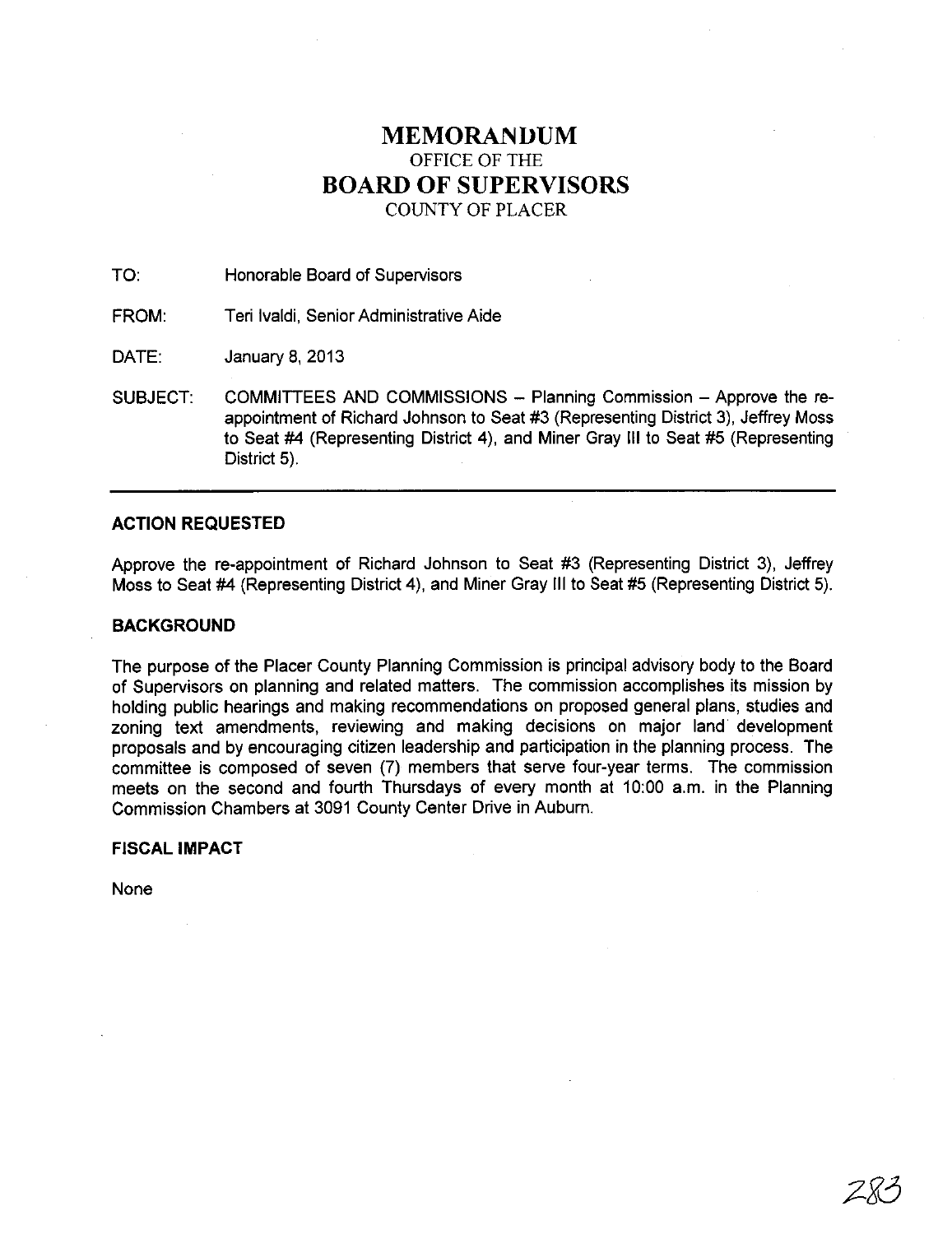# MEMORANDUM
OFFICE OF THE
# BOARD OF SUPERVISORS
COUNTY OF PLACER

TO: Honorable Board of Supervisors

FROM: Teri Ivaldi, Senior Administrative Aide

DATE: January 8, 2013

SUBJECT: COMMITTEES AND COMMISSIONS – Planning Commission – Approve the re-appointment of Richard Johnson to Seat #3 (Representing District 3), Jeffrey Moss to Seat #4 (Representing District 4), and Miner Gray III to Seat #5 (Representing District 5).

---

## ACTION REQUESTED

Approve the re-appointment of Richard Johnson to Seat #3 (Representing District 3), Jeffrey Moss to Seat #4 (Representing District 4), and Miner Gray III to Seat #5 (Representing District 5).

## BACKGROUND

The purpose of the Placer County Planning Commission is principal advisory body to the Board of Supervisors on planning and related matters. The commission accomplishes its mission by holding public hearings and making recommendations on proposed general plans, studies and zoning text amendments, reviewing and making decisions on major land development proposals and by encouraging citizen leadership and participation in the planning process. The committee is composed of seven (7) members that serve four-year terms. The commission meets on the second and fourth Thursdays of every month at 10:00 a.m. in the Planning Commission Chambers at 3091 County Center Drive in Auburn.

## FISCAL IMPACT

None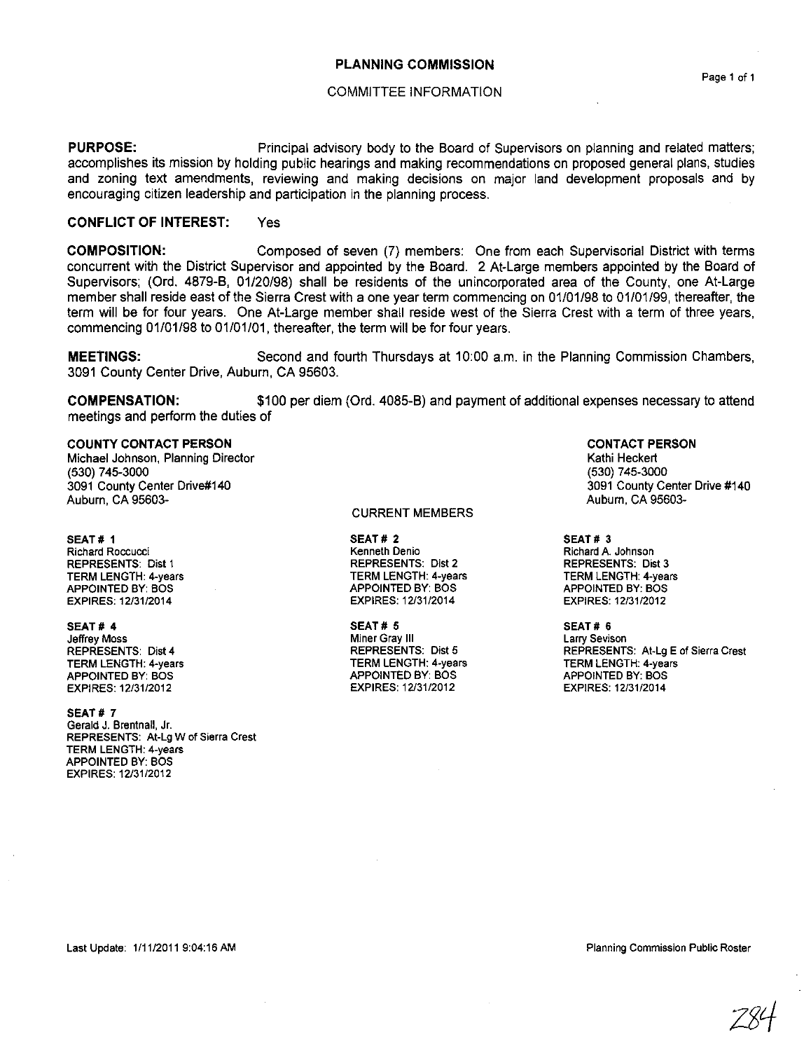# PLANNING COMMISSION

## COMMITTEE INFORMATION

**PURPOSE:** Principal advisory body to the Board of Supervisors on planning and related matters; accomplishes its mission by holding public hearings and making recommendations on proposed general plans, studies and zoning text amendments, reviewing and making decisions on major land development proposals and by encouraging citizen leadership and participation in the planning process.

**CONFLICT OF INTEREST:** Yes

**COMPOSITION:** Composed of seven (7) members: One from each Supervisorial District with terms concurrent with the District Supervisor and appointed by the Board. 2 At-Large members appointed by the Board of Supervisors; (Ord. 4879-B, 01/20/98) shall be residents of the unincorporated area of the County, one At-Large member shall reside east of the Sierra Crest with a one year term commencing on 01/01/98 to 01/01/99, thereafter, the term will be for four years. One At-Large member shall reside west of the Sierra Crest with a term of three years, commencing 01/01/98 to 01/01/01, thereafter, the term will be for four years.

**MEETINGS:** Second and fourth Thursdays at 10:00 a.m. in the Planning Commission Chambers, 3091 County Center Drive, Auburn, CA 95603.

**COMPENSATION:** $100 per diem (Ord. 4085-B) and payment of additional expenses necessary to attend meetings and perform the duties of

**COUNTY CONTACT PERSON**
Michael Johnson, Planning Director
(530) 745-3000
3091 County Center Drive#140
Auburn, CA 95603-

**CONTACT PERSON**
Kathi Heckert
(530) 745-3000
3091 County Center Drive #140
Auburn, CA 95603-

### CURRENT MEMBERS

**SEAT # 1**
Richard Roccucci
REPRESENTS: Dist 1
TERM LENGTH: 4-years
APPOINTED BY: BOS
EXPIRES: 12/31/2014

**SEAT # 2**
Kenneth Denio
REPRESENTS: Dist 2
TERM LENGTH: 4-years
APPOINTED BY: BOS
EXPIRES: 12/31/2014

**SEAT # 3**
Richard A. Johnson
REPRESENTS: Dist 3
TERM LENGTH: 4-years
APPOINTED BY: BOS
EXPIRES: 12/31/2012

**SEAT # 4**
Jeffrey Moss
REPRESENTS: Dist 4
TERM LENGTH: 4-years
APPOINTED BY: BOS
EXPIRES: 12/31/2012

**SEAT # 5**
Miner Gray III
REPRESENTS: Dist 5
TERM LENGTH: 4-years
APPOINTED BY: BOS
EXPIRES: 12/31/2012

**SEAT # 6**
Larry Sevison
REPRESENTS: At-Lg E of Sierra Crest
TERM LENGTH: 4-years
APPOINTED BY: BOS
EXPIRES: 12/31/2014

**SEAT # 7**
Gerald J. Brentnall, Jr.
REPRESENTS: At-Lg W of Sierra Crest
TERM LENGTH: 4-years
APPOINTED BY: BOS
EXPIRES: 12/31/2012

Last Update: 1/11/2011 9:04:16 AM

Planning Commission Public Roster